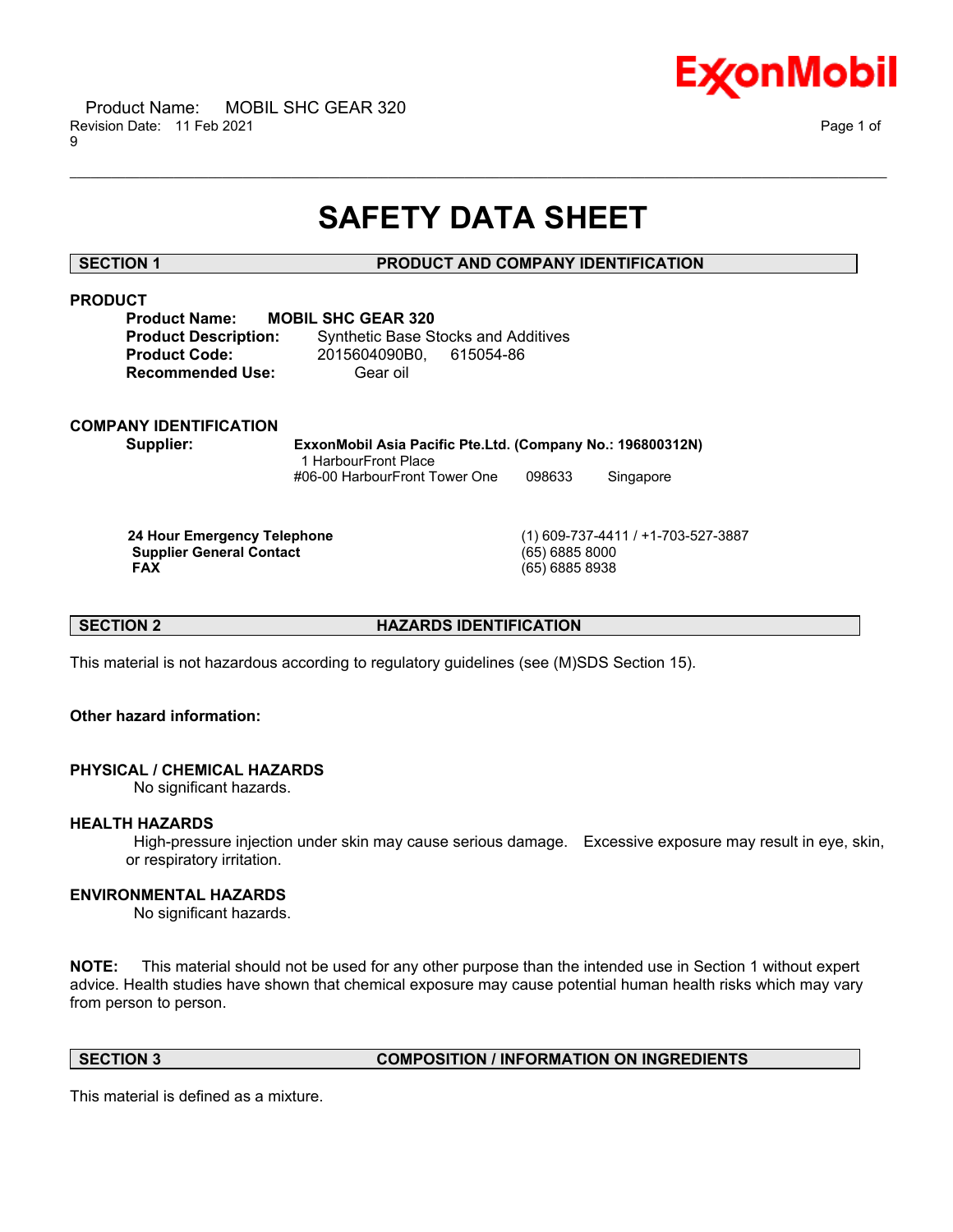# SAFETY DATA SHEET

## SECTION 1 PRODUCT AND COMPANY IDENTIFICATION

### PRODUCT

**Product Name:** **MOBIL SHC GEAR 320**
**Product Description:** Synthetic Base Stocks and Additives
**Product Code:** 2015604090B0, 615054-86
**Recommended Use:** Gear oil

### COMPANY IDENTIFICATION

**Supplier:** **ExxonMobil Asia Pacific Pte.Ltd. (Company No.: 196800312N)**
1 HarbourFront Place
#06-00 HarbourFront Tower One 098633 Singapore

| | |
|---|---|
| **24 Hour Emergency Telephone** | (1) 609-737-4411 / +1-703-527-3887 |
| **Supplier General Contact** | (65) 6885 8000 |
| **FAX** | (65) 6885 8938 |

## SECTION 2 HAZARDS IDENTIFICATION

This material is not hazardous according to regulatory guidelines (see (M)SDS Section 15).

**Other hazard information:**

**PHYSICAL / CHEMICAL HAZARDS**

No significant hazards.

**HEALTH HAZARDS**

High-pressure injection under skin may cause serious damage. Excessive exposure may result in eye, skin, or respiratory irritation.

**ENVIRONMENTAL HAZARDS**

No significant hazards.

**NOTE:** This material should not be used for any other purpose than the intended use in Section 1 without expert advice. Health studies have shown that chemical exposure may cause potential human health risks which may vary from person to person.

## SECTION 3 COMPOSITION / INFORMATION ON INGREDIENTS

This material is defined as a mixture.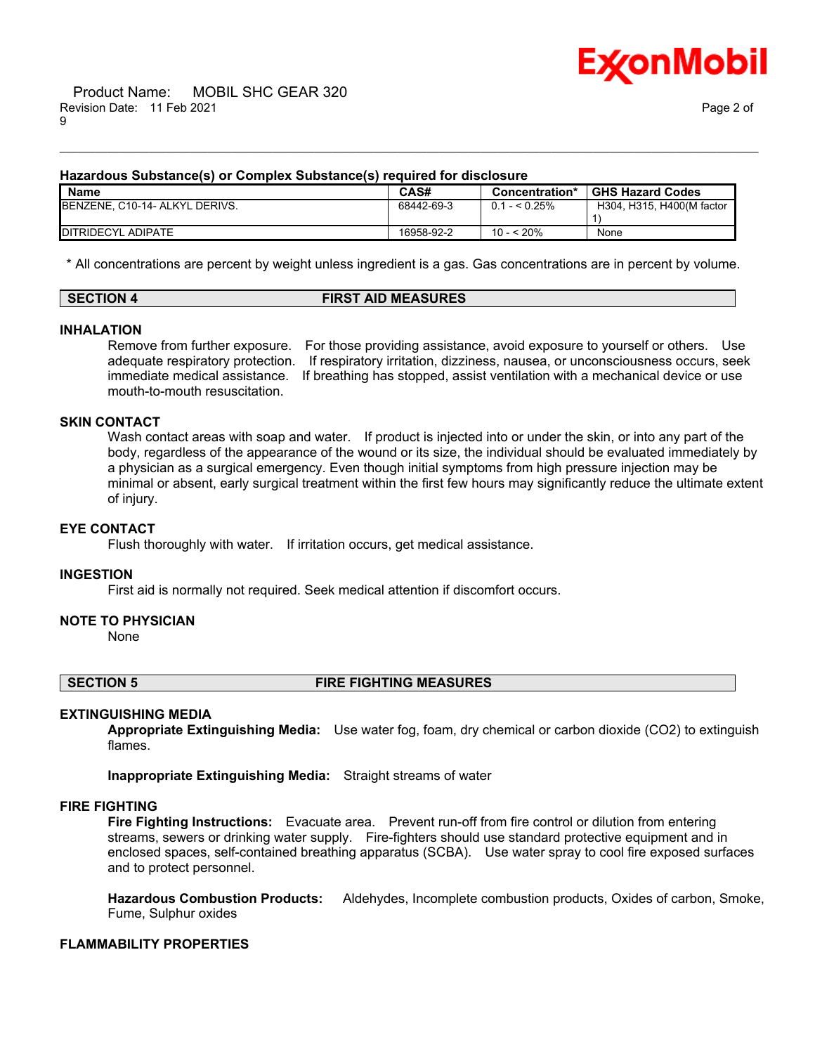### Hazardous Substance(s) or Complex Substance(s) required for disclosure

| Name | CAS# | Concentration* | GHS Hazard Codes |
|---|---|---|---|
| BENZENE, C10-14- ALKYL DERIVS. | 68442-69-3 | 0.1 - < 0.25% | H304, H315, H400(M factor 1) |
| DITRIDECYL ADIPATE | 16958-92-2 | 10 - < 20% | None |

\* All concentrations are percent by weight unless ingredient is a gas. Gas concentrations are in percent by volume.

## SECTION 4 FIRST AID MEASURES

### INHALATION

Remove from further exposure. For those providing assistance, avoid exposure to yourself or others. Use adequate respiratory protection. If respiratory irritation, dizziness, nausea, or unconsciousness occurs, seek immediate medical assistance. If breathing has stopped, assist ventilation with a mechanical device or use mouth-to-mouth resuscitation.

### SKIN CONTACT

Wash contact areas with soap and water. If product is injected into or under the skin, or into any part of the body, regardless of the appearance of the wound or its size, the individual should be evaluated immediately by a physician as a surgical emergency. Even though initial symptoms from high pressure injection may be minimal or absent, early surgical treatment within the first few hours may significantly reduce the ultimate extent of injury.

### EYE CONTACT

Flush thoroughly with water. If irritation occurs, get medical assistance.

### INGESTION

First aid is normally not required. Seek medical attention if discomfort occurs.

### NOTE TO PHYSICIAN

None

## SECTION 5 FIRE FIGHTING MEASURES

### EXTINGUISHING MEDIA

**Appropriate Extinguishing Media:** Use water fog, foam, dry chemical or carbon dioxide ($CO_2$) to extinguish flames.

**Inappropriate Extinguishing Media:** Straight streams of water

### FIRE FIGHTING

**Fire Fighting Instructions:** Evacuate area. Prevent run-off from fire control or dilution from entering streams, sewers or drinking water supply. Fire-fighters should use standard protective equipment and in enclosed spaces, self-contained breathing apparatus (SCBA). Use water spray to cool fire exposed surfaces and to protect personnel.

**Hazardous Combustion Products:** Aldehydes, Incomplete combustion products, Oxides of carbon, Smoke, Fume, Sulphur oxides

### FLAMMABILITY PROPERTIES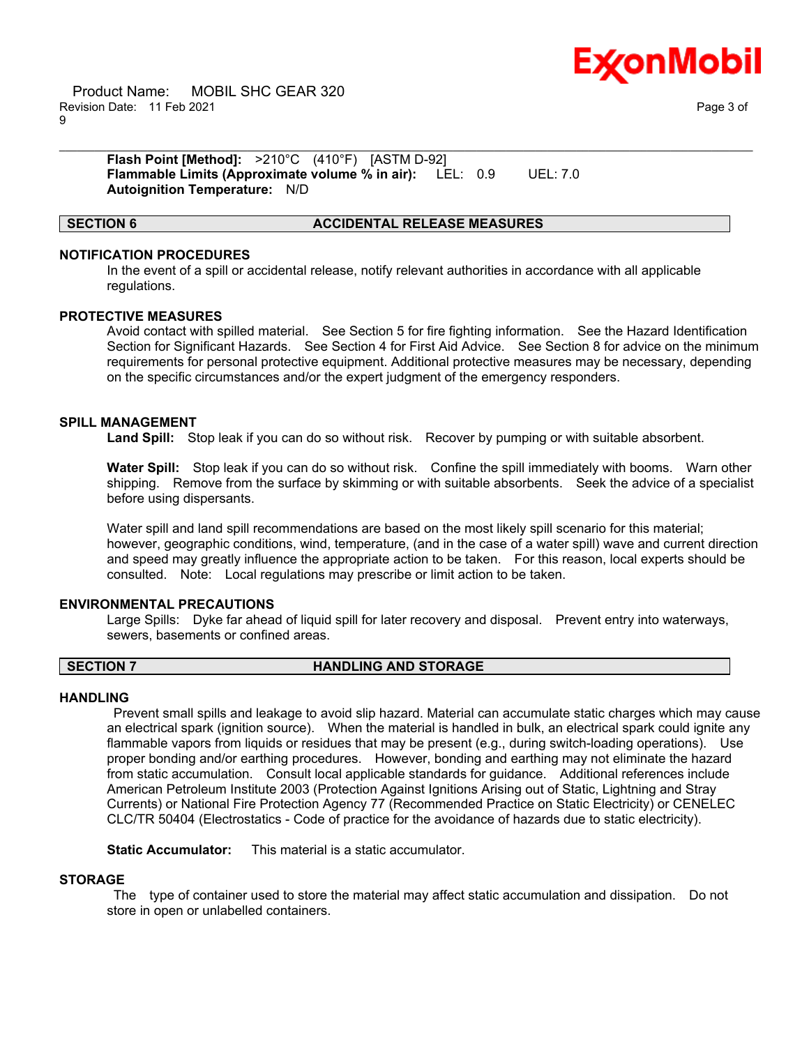**Flash Point [Method]:** >210°C (410°F) [ASTM D-92]
**Flammable Limits (Approximate volume % in air):** LEL: 0.9 UEL: 7.0
**Autoignition Temperature:** N/D

## SECTION 6 ACCIDENTAL RELEASE MEASURES

### NOTIFICATION PROCEDURES

In the event of a spill or accidental release, notify relevant authorities in accordance with all applicable regulations.

### PROTECTIVE MEASURES

Avoid contact with spilled material. See Section 5 for fire fighting information. See the Hazard Identification Section for Significant Hazards. See Section 4 for First Aid Advice. See Section 8 for advice on the minimum requirements for personal protective equipment. Additional protective measures may be necessary, depending on the specific circumstances and/or the expert judgment of the emergency responders.

### SPILL MANAGEMENT

**Land Spill:** Stop leak if you can do so without risk. Recover by pumping or with suitable absorbent.

**Water Spill:** Stop leak if you can do so without risk. Confine the spill immediately with booms. Warn other shipping. Remove from the surface by skimming or with suitable absorbents. Seek the advice of a specialist before using dispersants.

Water spill and land spill recommendations are based on the most likely spill scenario for this material; however, geographic conditions, wind, temperature, (and in the case of a water spill) wave and current direction and speed may greatly influence the appropriate action to be taken. For this reason, local experts should be consulted. Note: Local regulations may prescribe or limit action to be taken.

### ENVIRONMENTAL PRECAUTIONS

Large Spills: Dyke far ahead of liquid spill for later recovery and disposal. Prevent entry into waterways, sewers, basements or confined areas.

## SECTION 7 HANDLING AND STORAGE

### HANDLING

Prevent small spills and leakage to avoid slip hazard. Material can accumulate static charges which may cause an electrical spark (ignition source). When the material is handled in bulk, an electrical spark could ignite any flammable vapors from liquids or residues that may be present (e.g., during switch-loading operations). Use proper bonding and/or earthing procedures. However, bonding and earthing may not eliminate the hazard from static accumulation. Consult local applicable standards for guidance. Additional references include American Petroleum Institute 2003 (Protection Against Ignitions Arising out of Static, Lightning and Stray Currents) or National Fire Protection Agency 77 (Recommended Practice on Static Electricity) or CENELEC CLC/TR 50404 (Electrostatics - Code of practice for the avoidance of hazards due to static electricity).

**Static Accumulator:** This material is a static accumulator.

### STORAGE

The type of container used to store the material may affect static accumulation and dissipation. Do not store in open or unlabelled containers.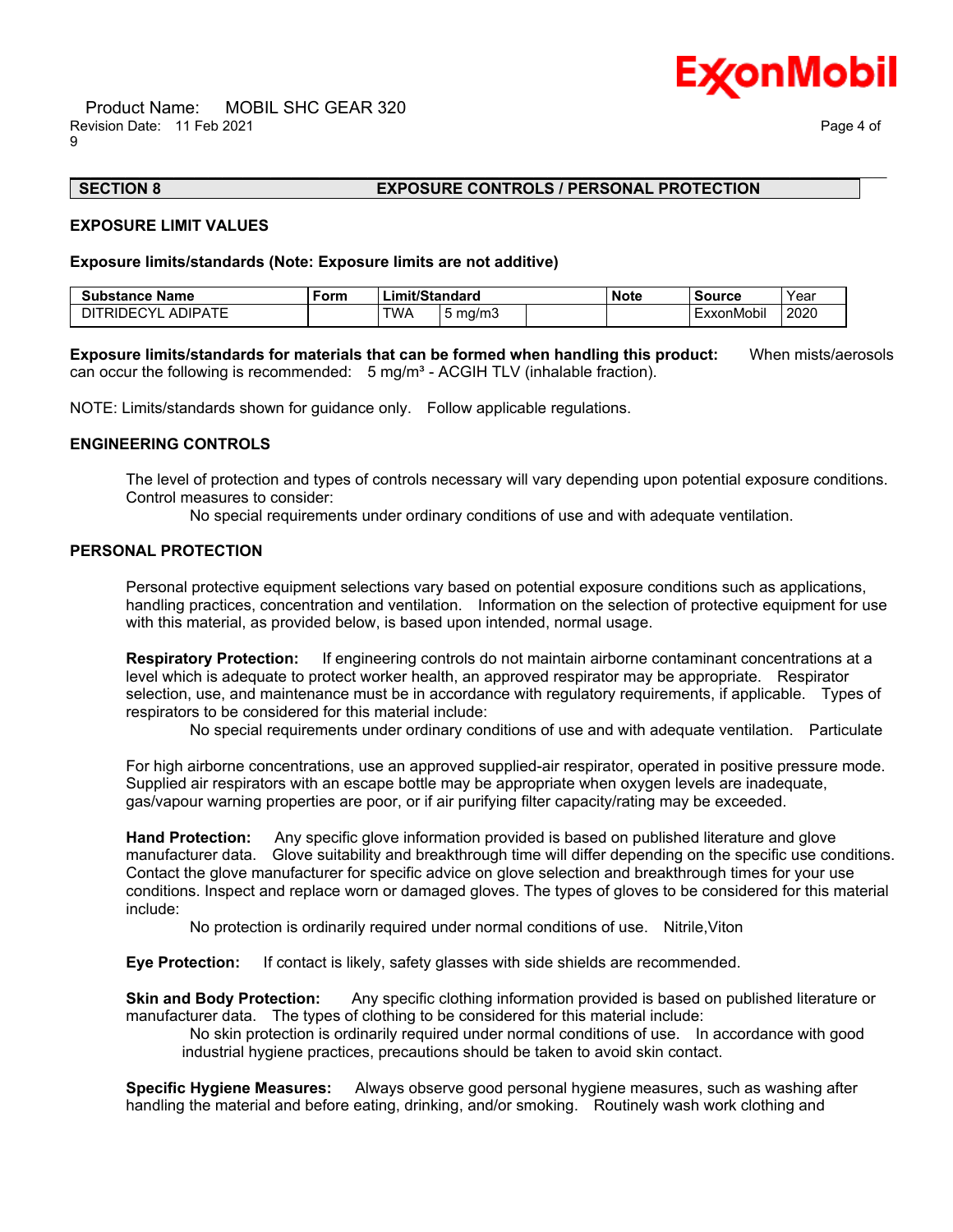## SECTION 8 EXPOSURE CONTROLS / PERSONAL PROTECTION

### EXPOSURE LIMIT VALUES

**Exposure limits/standards (Note: Exposure limits are not additive)**

| Substance Name | Form | Limit/Standard | | | Note | Source | Year |
|---|---|---|---|---|---|---|---|
| DITRIDECYL ADIPATE | | TWA | 5 mg/m3 | | | ExxonMobil | 2020 |

**Exposure limits/standards for materials that can be formed when handling this product:** When mists/aerosols can occur the following is recommended: 5 mg/m³ - ACGIH TLV (inhalable fraction).

NOTE: Limits/standards shown for guidance only. Follow applicable regulations.

### ENGINEERING CONTROLS

The level of protection and types of controls necessary will vary depending upon potential exposure conditions. Control measures to consider:

No special requirements under ordinary conditions of use and with adequate ventilation.

### PERSONAL PROTECTION

Personal protective equipment selections vary based on potential exposure conditions such as applications, handling practices, concentration and ventilation. Information on the selection of protective equipment for use with this material, as provided below, is based upon intended, normal usage.

**Respiratory Protection:** If engineering controls do not maintain airborne contaminant concentrations at a level which is adequate to protect worker health, an approved respirator may be appropriate. Respirator selection, use, and maintenance must be in accordance with regulatory requirements, if applicable. Types of respirators to be considered for this material include:

No special requirements under ordinary conditions of use and with adequate ventilation. Particulate

For high airborne concentrations, use an approved supplied-air respirator, operated in positive pressure mode. Supplied air respirators with an escape bottle may be appropriate when oxygen levels are inadequate, gas/vapour warning properties are poor, or if air purifying filter capacity/rating may be exceeded.

**Hand Protection:** Any specific glove information provided is based on published literature and glove manufacturer data. Glove suitability and breakthrough time will differ depending on the specific use conditions. Contact the glove manufacturer for specific advice on glove selection and breakthrough times for your use conditions. Inspect and replace worn or damaged gloves. The types of gloves to be considered for this material include:

No protection is ordinarily required under normal conditions of use. Nitrile,Viton

**Eye Protection:** If contact is likely, safety glasses with side shields are recommended.

**Skin and Body Protection:** Any specific clothing information provided is based on published literature or manufacturer data. The types of clothing to be considered for this material include:

No skin protection is ordinarily required under normal conditions of use. In accordance with good industrial hygiene practices, precautions should be taken to avoid skin contact.

**Specific Hygiene Measures:** Always observe good personal hygiene measures, such as washing after handling the material and before eating, drinking, and/or smoking. Routinely wash work clothing and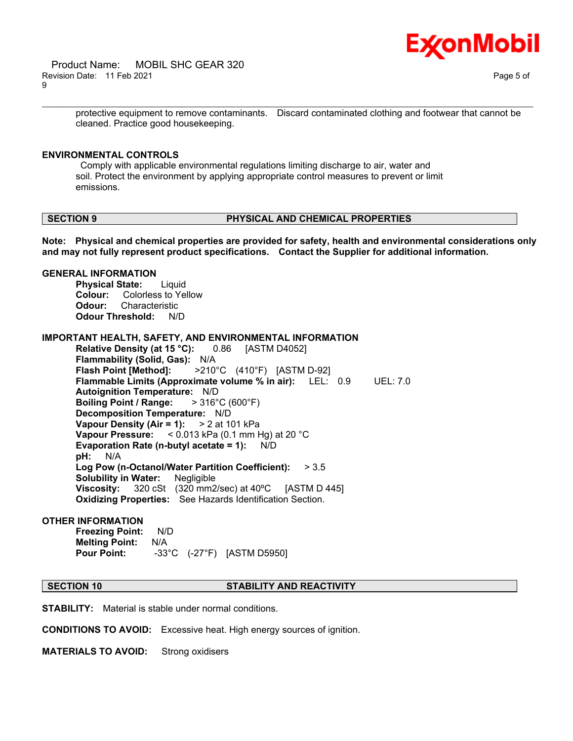protective equipment to remove contaminants. Discard contaminated clothing and footwear that cannot be cleaned. Practice good housekeeping.

**ENVIRONMENTAL CONTROLS**

Comply with applicable environmental regulations limiting discharge to air, water and soil. Protect the environment by applying appropriate control measures to prevent or limit emissions.

## SECTION 9 PHYSICAL AND CHEMICAL PROPERTIES

**Note: Physical and chemical properties are provided for safety, health and environmental considerations only and may not fully represent product specifications. Contact the Supplier for additional information.**

**GENERAL INFORMATION**

**Physical State:** Liquid
**Colour:** Colorless to Yellow
**Odour:** Characteristic
**Odour Threshold:** N/D

**IMPORTANT HEALTH, SAFETY, AND ENVIRONMENTAL INFORMATION**

**Relative Density (at 15 °C):** 0.86 [ASTM D4052]
**Flammability (Solid, Gas):** N/A
**Flash Point [Method]:** >210°C (410°F) [ASTM D-92]
**Flammable Limits (Approximate volume % in air):** LEL: 0.9 UEL: 7.0
**Autoignition Temperature:** N/D
**Boiling Point / Range:** > 316°C (600°F)
**Decomposition Temperature:** N/D
**Vapour Density (Air = 1):** > 2 at 101 kPa
**Vapour Pressure:** < 0.013 kPa (0.1 mm Hg) at 20 °C
**Evaporation Rate (n-butyl acetate = 1):** N/D
**pH:** N/A
**Log Pow (n-Octanol/Water Partition Coefficient):** > 3.5
**Solubility in Water:** Negligible
**Viscosity:** 320 cSt (320 mm2/sec) at 40ºC [ASTM D 445]
**Oxidizing Properties:** See Hazards Identification Section.

**OTHER INFORMATION**

**Freezing Point:** N/D
**Melting Point:** N/A
**Pour Point:** -33°C (-27°F) [ASTM D5950]

## SECTION 10 STABILITY AND REACTIVITY

**STABILITY:** Material is stable under normal conditions.

**CONDITIONS TO AVOID:** Excessive heat. High energy sources of ignition.

**MATERIALS TO AVOID:** Strong oxidisers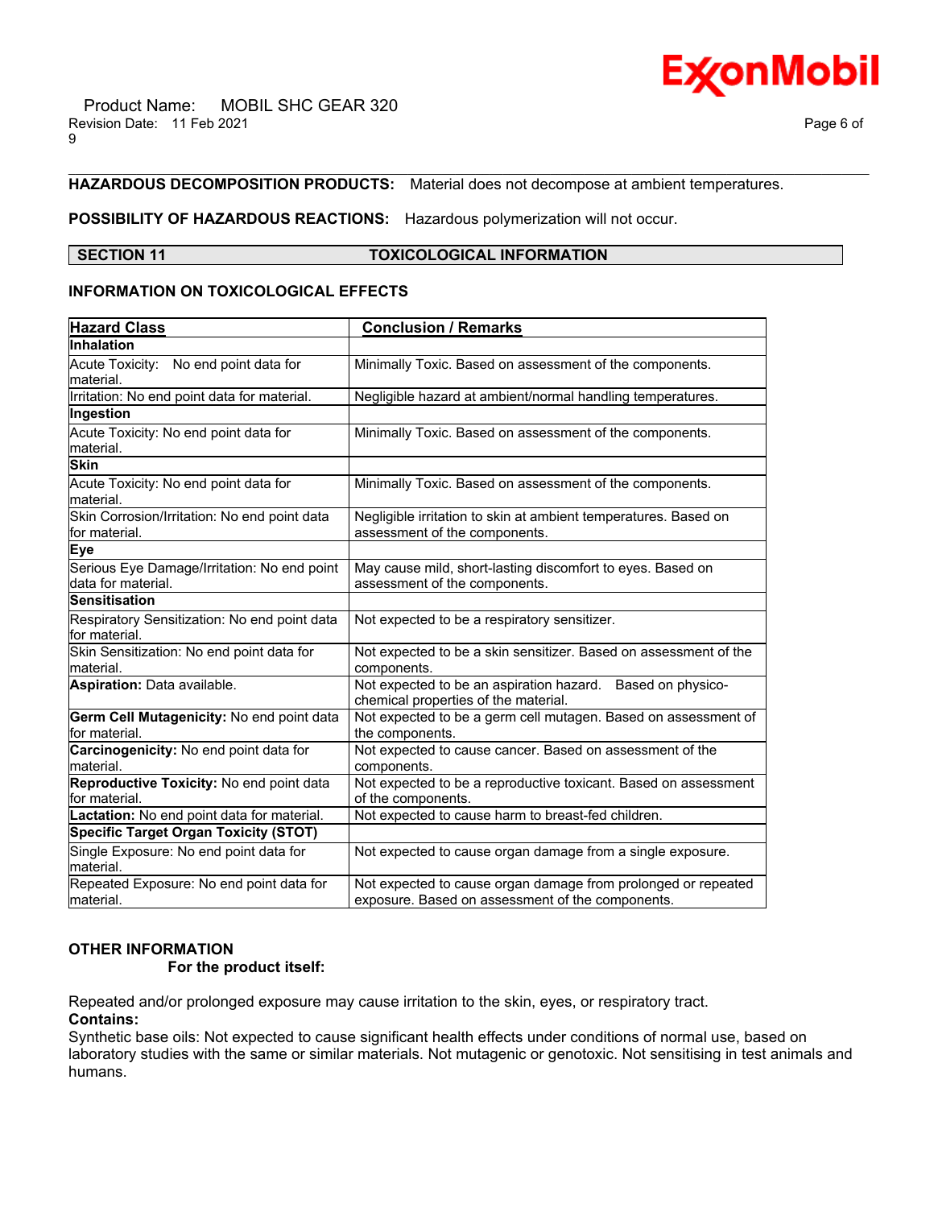**HAZARDOUS DECOMPOSITION PRODUCTS:** Material does not decompose at ambient temperatures.

**POSSIBILITY OF HAZARDOUS REACTIONS:** Hazardous polymerization will not occur.

## SECTION 11 TOXICOLOGICAL INFORMATION

### INFORMATION ON TOXICOLOGICAL EFFECTS

| Hazard Class | Conclusion / Remarks |
|---|---|
| **Inhalation** | |
| Acute Toxicity: No end point data for material. | Minimally Toxic. Based on assessment of the components. |
| Irritation: No end point data for material. | Negligible hazard at ambient/normal handling temperatures. |
| **Ingestion** | |
| Acute Toxicity: No end point data for material. | Minimally Toxic. Based on assessment of the components. |
| **Skin** | |
| Acute Toxicity: No end point data for material. | Minimally Toxic. Based on assessment of the components. |
| Skin Corrosion/Irritation: No end point data for material. | Negligible irritation to skin at ambient temperatures. Based on assessment of the components. |
| **Eye** | |
| Serious Eye Damage/Irritation: No end point data for material. | May cause mild, short-lasting discomfort to eyes. Based on assessment of the components. |
| **Sensitisation** | |
| Respiratory Sensitization: No end point data for material. | Not expected to be a respiratory sensitizer. |
| Skin Sensitization: No end point data for material. | Not expected to be a skin sensitizer. Based on assessment of the components. |
| **Aspiration:** Data available. | Not expected to be an aspiration hazard. Based on physico-chemical properties of the material. |
| **Germ Cell Mutagenicity:** No end point data for material. | Not expected to be a germ cell mutagen. Based on assessment of the components. |
| **Carcinogenicity:** No end point data for material. | Not expected to cause cancer. Based on assessment of the components. |
| **Reproductive Toxicity:** No end point data for material. | Not expected to be a reproductive toxicant. Based on assessment of the components. |
| **Lactation:** No end point data for material. | Not expected to cause harm to breast-fed children. |
| **Specific Target Organ Toxicity (STOT)** | |
| Single Exposure: No end point data for material. | Not expected to cause organ damage from a single exposure. |
| Repeated Exposure: No end point data for material. | Not expected to cause organ damage from prolonged or repeated exposure. Based on assessment of the components. |

### OTHER INFORMATION

**For the product itself:**

Repeated and/or prolonged exposure may cause irritation to the skin, eyes, or respiratory tract.

**Contains:**

Synthetic base oils: Not expected to cause significant health effects under conditions of normal use, based on laboratory studies with the same or similar materials. Not mutagenic or genotoxic. Not sensitising in test animals and humans.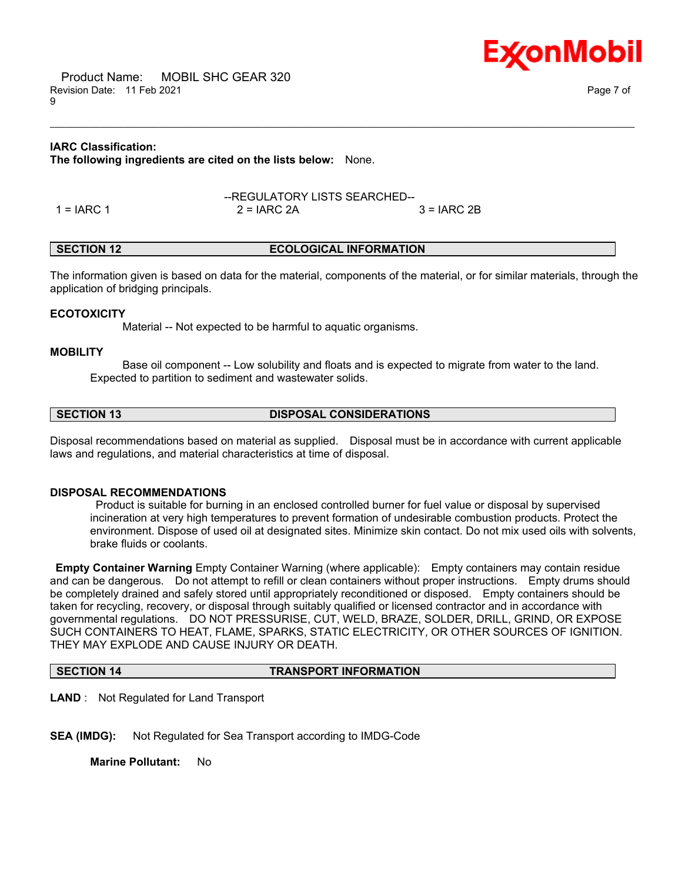**IARC Classification:**
**The following ingredients are cited on the lists below:** None.

--REGULATORY LISTS SEARCHED--

| 1 = IARC 1 | 2 = IARC 2A | 3 = IARC 2B |
|---|---|---|

## SECTION 12 ECOLOGICAL INFORMATION

The information given is based on data for the material, components of the material, or for similar materials, through the application of bridging principals.

**ECOTOXICITY**

Material -- Not expected to be harmful to aquatic organisms.

**MOBILITY**

Base oil component -- Low solubility and floats and is expected to migrate from water to the land. Expected to partition to sediment and wastewater solids.

## SECTION 13 DISPOSAL CONSIDERATIONS

Disposal recommendations based on material as supplied. Disposal must be in accordance with current applicable laws and regulations, and material characteristics at time of disposal.

**DISPOSAL RECOMMENDATIONS**

Product is suitable for burning in an enclosed controlled burner for fuel value or disposal by supervised incineration at very high temperatures to prevent formation of undesirable combustion products. Protect the environment. Dispose of used oil at designated sites. Minimize skin contact. Do not mix used oils with solvents, brake fluids or coolants.

**Empty Container Warning** Empty Container Warning (where applicable): Empty containers may contain residue and can be dangerous. Do not attempt to refill or clean containers without proper instructions. Empty drums should be completely drained and safely stored until appropriately reconditioned or disposed. Empty containers should be taken for recycling, recovery, or disposal through suitably qualified or licensed contractor and in accordance with governmental regulations. DO NOT PRESSURISE, CUT, WELD, BRAZE, SOLDER, DRILL, GRIND, OR EXPOSE SUCH CONTAINERS TO HEAT, FLAME, SPARKS, STATIC ELECTRICITY, OR OTHER SOURCES OF IGNITION. THEY MAY EXPLODE AND CAUSE INJURY OR DEATH.

## SECTION 14 TRANSPORT INFORMATION

**LAND** : Not Regulated for Land Transport

**SEA (IMDG):** Not Regulated for Sea Transport according to IMDG-Code

**Marine Pollutant:** No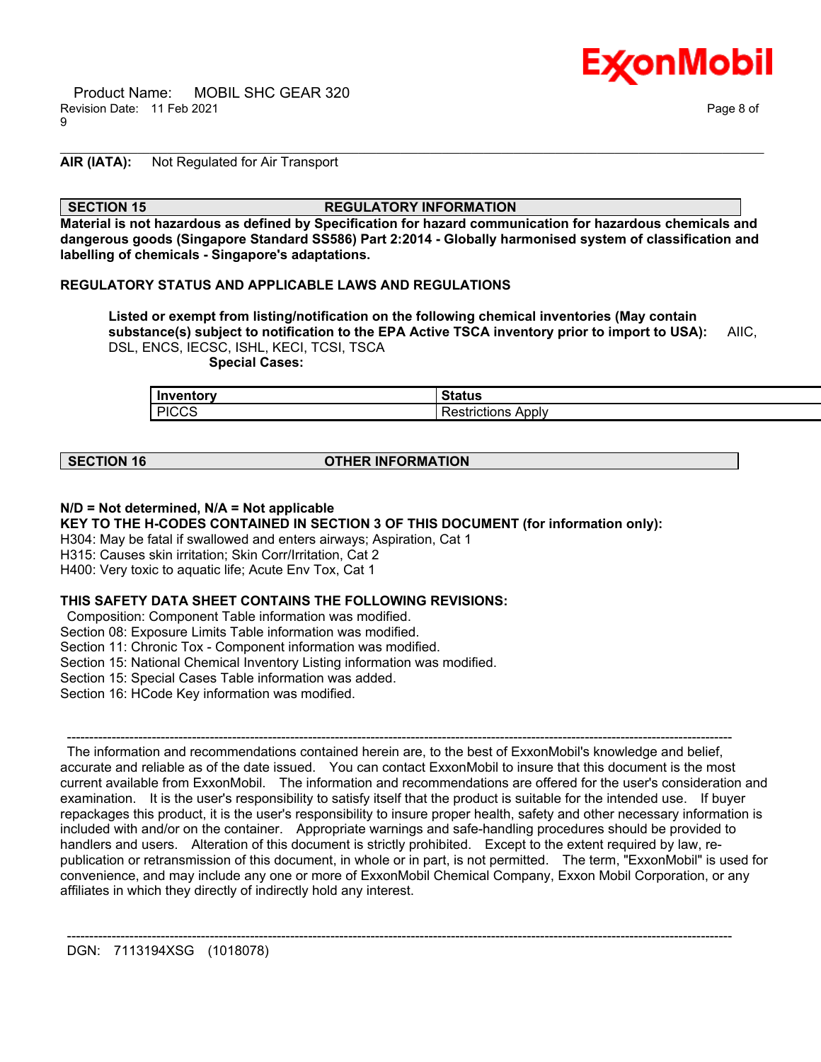**AIR (IATA):** Not Regulated for Air Transport

## SECTION 15 REGULATORY INFORMATION

**Material is not hazardous as defined by Specification for hazard communication for hazardous chemicals and dangerous goods (Singapore Standard SS586) Part 2:2014 - Globally harmonised system of classification and labelling of chemicals - Singapore's adaptations.**

**REGULATORY STATUS AND APPLICABLE LAWS AND REGULATIONS**

**Listed or exempt from listing/notification on the following chemical inventories (May contain substance(s) subject to notification to the EPA Active TSCA inventory prior to import to USA):** AIIC, DSL, ENCS, IECSC, ISHL, KECI, TCSI, TSCA

**Special Cases:**

| Inventory | Status |
|---|---|
| PICCS | Restrictions Apply |

## SECTION 16 OTHER INFORMATION

**N/D = Not determined, N/A = Not applicable**

**KEY TO THE H-CODES CONTAINED IN SECTION 3 OF THIS DOCUMENT (for information only):**

H304: May be fatal if swallowed and enters airways; Aspiration, Cat 1
H315: Causes skin irritation; Skin Corr/Irritation, Cat 2
H400: Very toxic to aquatic life; Acute Env Tox, Cat 1

**THIS SAFETY DATA SHEET CONTAINS THE FOLLOWING REVISIONS:**

Composition: Component Table information was modified.
Section 08: Exposure Limits Table information was modified.
Section 11: Chronic Tox - Component information was modified.
Section 15: National Chemical Inventory Listing information was modified.
Section 15: Special Cases Table information was added.
Section 16: HCode Key information was modified.

-----------------------------------------------------------------------------------------------------------------------------------------------

The information and recommendations contained herein are, to the best of ExxonMobil's knowledge and belief, accurate and reliable as of the date issued. You can contact ExxonMobil to insure that this document is the most current available from ExxonMobil. The information and recommendations are offered for the user's consideration and examination. It is the user's responsibility to satisfy itself that the product is suitable for the intended use. If buyer repackages this product, it is the user's responsibility to insure proper health, safety and other necessary information is included with and/or on the container. Appropriate warnings and safe-handling procedures should be provided to handlers and users. Alteration of this document is strictly prohibited. Except to the extent required by law, re-publication or retransmission of this document, in whole or in part, is not permitted. The term, "ExxonMobil" is used for convenience, and may include any one or more of ExxonMobil Chemical Company, Exxon Mobil Corporation, or any affiliates in which they directly of indirectly hold any interest.

-----------------------------------------------------------------------------------------------------------------------------------------------

DGN: 7113194XSG (1018078)